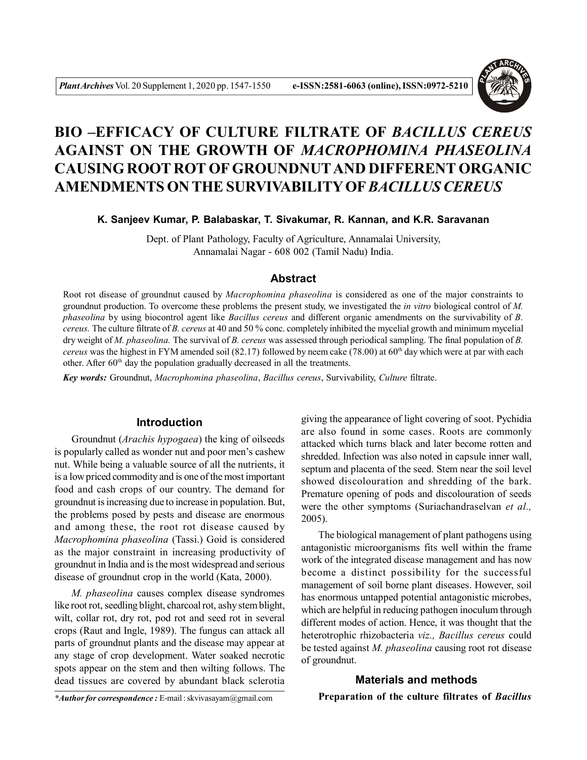# BIO –EFFICACY OF CULTURE FILTRATE OF *BACILLUS CEREUS* AGAINST ON THE GROWTH OF *MACROPHOMINA PHASEOLINA* CAUSING ROOT ROT OF GROUNDNUT AND DIFFERENT ORGANIC AMENDMENTS ON THE SURVIVABILITY OF *BACILLUS CEREUS*

**K. Sanjeev Kumar, P. Balabaskar, T. Sivakumar, R. Kannan, and K.R. Saravanan**

Dept. of Plant Pathology, Faculty of Agriculture, Annamalai University, Annamalai Nagar - 608 002 (Tamil Nadu) India.

## Abstract

Root rot disease of groundnut caused by *Macrophomina phaseolina* is considered as one of the major constraints to groundnut production. To overcome these problems the present study, we investigated the *in vitro* biological control of *M. phaseolina* by using biocontrol agent like *Bacillus cereus* and different organic amendments on the survivability of *B. cereus.* The culture filtrate of *B. cereus* at 40 and 50 % conc. completely inhibited the mycelial growth and minimum mycelial dry weight of *M. phaseolina.* The survival of *B. cereus* was assessed through periodical sampling. The final population of *B. cereus* was the highest in FYM amended soil (82.17) followed by neem cake (78.00) at 60[th] day which were at par with each other. After 60[th] day the population gradually decreased in all the treatments.

***Key words:*** Groundnut, *Macrophomina phaseolina*, *Bacillus cereus*, Survivability, *Culture* filtrate.

## Introduction

Groundnut (*Arachis hypogaea*) the king of oilseeds is popularly called as wonder nut and poor men's cashew nut. While being a valuable source of all the nutrients, it is a low priced commodity and is one of the most important food and cash crops of our country. The demand for groundnut is increasing due to increase in population. But, the problems posed by pests and disease are enormous and among these, the root rot disease caused by *Macrophomina phaseolina* (Tassi.) Goid is considered as the major constraint in increasing productivity of groundnut in India and is the most widespread and serious disease of groundnut crop in the world (Kata, 2000).

*M. phaseolina* causes complex disease syndromes like root rot, seedling blight, charcoal rot, ashy stem blight, wilt, collar rot, dry rot, pod rot and seed rot in several crops (Raut and Ingle, 1989). The fungus can attack all parts of groundnut plants and the disease may appear at any stage of crop development. Water soaked necrotic spots appear on the stem and then wilting follows. The dead tissues are covered by abundant black sclerotia giving the appearance of light covering of soot. Pychidia are also found in some cases. Roots are commonly attacked which turns black and later become rotten and shredded. Infection was also noted in capsule inner wall, septum and placenta of the seed. Stem near the soil level showed discolouration and shredding of the bark. Premature opening of pods and discolouration of seeds were the other symptoms (Suriachandraselvan *et al.,* 2005).

The biological management of plant pathogens using antagonistic microorganisms fits well within the frame work of the integrated disease management and has now become a distinct possibility for the successful management of soil borne plant diseases. However, soil has enormous untapped potential antagonistic microbes, which are helpful in reducing pathogen inoculum through different modes of action. Hence, it was thought that the heterotrophic rhizobacteria *viz., Bacillus cereus* could be tested against *M. phaseolina* causing root rot disease of groundnut.

## Materials and methods

**Preparation of the culture filtrates of *Bacillus***

**\*Author for correspondence :** E-mail : skvivasayam@gmail.com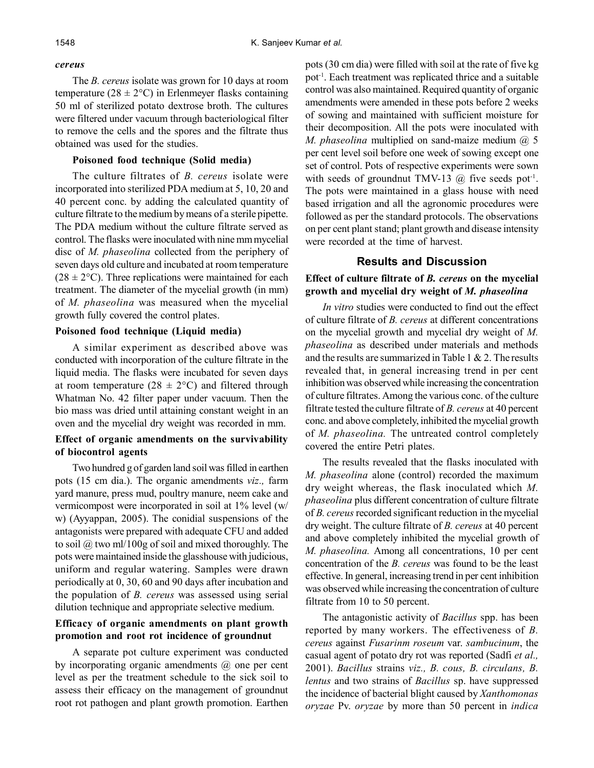***cereus***

The *B. cereus* isolate was grown for 10 days at room temperature (28 ± 2°C) in Erlenmeyer flasks containing 50 ml of sterilized potato dextrose broth. The cultures were filtered under vacuum through bacteriological filter to remove the cells and the spores and the filtrate thus obtained was used for the studies.

#### Poisoned food technique (Solid media)

The culture filtrates of *B. cereus* isolate were incorporated into sterilized PDA medium at 5, 10, 20 and 40 percent conc. by adding the calculated quantity of culture filtrate to the medium by means of a sterile pipette. The PDA medium without the culture filtrate served as control. The flasks were inoculated with nine mm mycelial disc of *M. phaseolina* collected from the periphery of seven days old culture and incubated at room temperature (28 ± 2°C). Three replications were maintained for each treatment. The diameter of the mycelial growth (in mm) of *M. phaseolina* was measured when the mycelial growth fully covered the control plates.

#### Poisoned food technique (Liquid media)

A similar experiment as described above was conducted with incorporation of the culture filtrate in the liquid media. The flasks were incubated for seven days at room temperature (28 ± 2°C) and filtered through Whatman No. 42 filter paper under vacuum. Then the bio mass was dried until attaining constant weight in an oven and the mycelial dry weight was recorded in mm.

#### Effect of organic amendments on the survivability of biocontrol agents

Two hundred g of garden land soil was filled in earthen pots (15 cm dia.). The organic amendments *viz.,* farm yard manure, press mud, poultry manure, neem cake and vermicompost were incorporated in soil at 1% level (w/w) (Ayyappan, 2005). The conidial suspensions of the antagonists were prepared with adequate CFU and added to soil @ two ml/100g of soil and mixed thoroughly. The pots were maintained inside the glasshouse with judicious, uniform and regular watering. Samples were drawn periodically at 0, 30, 60 and 90 days after incubation and the population of *B. cereus* was assessed using serial dilution technique and appropriate selective medium.

#### Efficacy of organic amendments on plant growth promotion and root rot incidence of groundnut

A separate pot culture experiment was conducted by incorporating organic amendments @ one per cent level as per the treatment schedule to the sick soil to assess their efficacy on the management of groundnut root rot pathogen and plant growth promotion. Earthen pots (30 cm dia) were filled with soil at the rate of five kg pot$^{-1}$. Each treatment was replicated thrice and a suitable control was also maintained. Required quantity of organic amendments were amended in these pots before 2 weeks of sowing and maintained with sufficient moisture for their decomposition. All the pots were inoculated with *M. phaseolina* multiplied on sand-maize medium @ 5 per cent level soil before one week of sowing except one set of control. Pots of respective experiments were sown with seeds of groundnut TMV-13 @ five seeds pot$^{-1}$. The pots were maintained in a glass house with need based irrigation and all the agronomic procedures were followed as per the standard protocols. The observations on per cent plant stand; plant growth and disease intensity were recorded at the time of harvest.

## Results and Discussion

#### Effect of culture filtrate of *B. cereus* on the mycelial growth and mycelial dry weight of *M. phaseolina*

*In vitro* studies were conducted to find out the effect of culture filtrate of *B. cereus* at different concentrations on the mycelial growth and mycelial dry weight of *M. phaseolina* as described under materials and methods and the results are summarized in Table 1 & 2. The results revealed that, in general increasing trend in per cent inhibition was observed while increasing the concentration of culture filtrates. Among the various conc. of the culture filtrate tested the culture filtrate of *B. cereus* at 40 percent conc. and above completely, inhibited the mycelial growth of *M. phaseolina.* The untreated control completely covered the entire Petri plates.

The results revealed that the flasks inoculated with *M. phaseolina* alone (control) recorded the maximum dry weight whereas, the flask inoculated which *M. phaseolina* plus different concentration of culture filtrate of *B. cereus* recorded significant reduction in the mycelial dry weight. The culture filtrate of *B. cereus* at 40 percent and above completely inhibited the mycelial growth of *M. phaseolina.* Among all concentrations, 10 per cent concentration of the *B. cereus* was found to be the least effective. In general, increasing trend in per cent inhibition was observed while increasing the concentration of culture filtrate from 10 to 50 percent.

The antagonistic activity of *Bacillus* spp. has been reported by many workers. The effectiveness of *B. cereus* against *Fusarinm roseum* var. *sambucinum*, the casual agent of potato dry rot was reported (Sadfi *et al.,* 2001). *Bacillus* strains *viz., B. cous, B. circulans, B. lentus* and two strains of *Bacillus* sp. have suppressed the incidence of bacterial blight caused by *Xanthomonas oryzae* Pv. *oryzae* by more than 50 percent in *indica*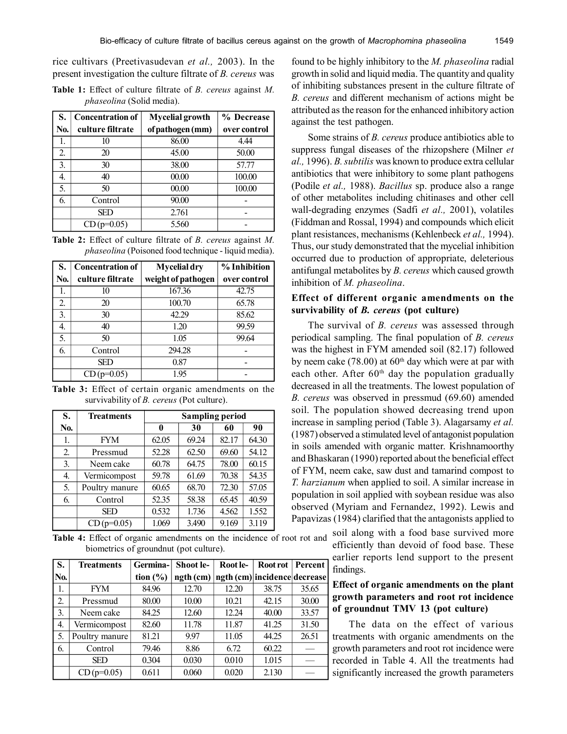rice cultivars (Preetivasudevan *et al.,* 2003). In the present investigation the culture filtrate of *B. cereus* was found to be highly inhibitory to the *M. phaseolina* radial growth in solid and liquid media. The quantity and quality of inhibiting substances present in the culture filtrate of *B. cereus* and different mechanism of actions might be attributed as the reason for the enhanced inhibitory action against the test pathogen.

**Table 1:** Effect of culture filtrate of *B. cereus* against *M. phaseolina* (Solid media).

| S. No. | Concentration of culture filtrate | Mycelial growth of pathogen (mm) | % Decrease over control |
|---|---|---|---|
| 1. | 10 | 86.00 | 4.44 |
| 2. | 20 | 45.00 | 50.00 |
| 3. | 30 | 38.00 | 57.77 |
| 4. | 40 | 00.00 | 100.00 |
| 5. | 50 | 00.00 | 100.00 |
| 6. | Control | 90.00 | - |
| | SED | 2.761 | - |
| | CD (p=0.05) | 5.560 | - |

**Table 2:** Effect of culture filtrate of *B. cereus* against *M. phaseolina* (Poisoned food technique - liquid media).

| S. No. | Concentration of culture filtrate | Mycelial dry weight of pathogen | % Inhibition over control |
|---|---|---|---|
| 1. | 10 | 167.36 | 42.75 |
| 2. | 20 | 100.70 | 65.78 |
| 3. | 30 | 42.29 | 85.62 |
| 4. | 40 | 1.20 | 99.59 |
| 5. | 50 | 1.05 | 99.64 |
| 6. | Control | 294.28 | - |
| | SED | 0.87 | - |
| | CD (p=0.05) | 1.95 | - |

**Table 3:** Effect of certain organic amendments on the survivability of *B. cereus* (Pot culture).

| S. No. | Treatments | Sampling period | | | |
|---|---|---|---|---|---|
| | | 0 | 30 | 60 | 90 |
| 1. | FYM | 62.05 | 69.24 | 82.17 | 64.30 |
| 2. | Pressmud | 52.28 | 62.50 | 69.60 | 54.12 |
| 3. | Neem cake | 60.78 | 64.75 | 78.00 | 60.15 |
| 4. | Vermicompost | 59.78 | 61.69 | 70.38 | 54.35 |
| 5. | Poultry manure | 60.65 | 68.70 | 72.30 | 57.05 |
| 6. | Control | 52.35 | 58.38 | 65.45 | 40.59 |
| | SED | 0.532 | 1.736 | 4.562 | 1.552 |
| | CD (p=0.05) | 1.069 | 3.490 | 9.169 | 3.119 |

**Table 4:** Effect of organic amendments on the incidence of root rot and biometrics of groundnut (pot culture).

| S. No. | Treatments | Germination (%) | Shoot length (cm) | Root length (cm) | Root rot incidence | Percent decrease |
|---|---|---|---|---|---|---|
| 1. | FYM | 84.96 | 12.70 | 12.20 | 38.75 | 35.65 |
| 2. | Pressmud | 80.00 | 10.00 | 10.21 | 42.15 | 30.00 |
| 3. | Neem cake | 84.25 | 12.60 | 12.24 | 40.00 | 33.57 |
| 4. | Vermicompost | 82.60 | 11.78 | 11.87 | 41.25 | 31.50 |
| 5. | Poultry manure | 81.21 | 9.97 | 11.05 | 44.25 | 26.51 |
| 6. | Control | 79.46 | 8.86 | 6.72 | 60.22 | — |
| | SED | 0.304 | 0.030 | 0.010 | 1.015 | — |
| | CD (p=0.05) | 0.611 | 0.060 | 0.020 | 2.130 | — |

Some strains of *B. cereus* produce antibiotics able to suppress fungal diseases of the rhizopshere (Milner *et al.,* 1996). *B. subtilis* was known to produce extra cellular antibiotics that were inhibitory to some plant pathogens (Podile *et al.,* 1988). *Bacillus* sp. produce also a range of other metabolites including chitinases and other cell wall-degrading enzymes (Sadfi *et al.,* 2001), volatiles (Fiddman and Rossal, 1994) and compounds which elicit plant resistances, mechanisms (Kehlenbeck *et al.,* 1994). Thus, our study demonstrated that the mycelial inhibition occurred due to production of appropriate, deleterious antifungal metabolites by *B. cereus* which caused growth inhibition of *M. phaseolina*.

### Effect of different organic amendments on the survivability of *B. cereus* (pot culture)

The survival of *B. cereus* was assessed through periodical sampling. The final population of *B. cereus* was the highest in FYM amended soil (82.17) followed by neem cake (78.00) at 60th day which were at par with each other. After 60th day the population gradually decreased in all the treatments. The lowest population of *B. cereus* was observed in pressmud (69.60) amended soil. The population showed decreasing trend upon increase in sampling period (Table 3). Alagarsamy *et al.* (1987) observed a stimulated level of antagonist population in soils amended with organic matter. Krishnamoorthy and Bhaskaran (1990) reported about the beneficial effect of FYM, neem cake, saw dust and tamarind compost to *T. harzianum* when applied to soil. A similar increase in population in soil applied with soybean residue was also observed (Myriam and Fernandez, 1992). Lewis and Papavizas (1984) clarified that the antagonists applied to soil along with a food base survived more efficiently than devoid of food base. These earlier reports lend support to the present findings.

### Effect of organic amendments on the plant growth parameters and root rot incidence of groundnut TMV 13 (pot culture)

The data on the effect of various treatments with organic amendments on the growth parameters and root rot incidence were recorded in Table 4. All the treatments had significantly increased the growth parameters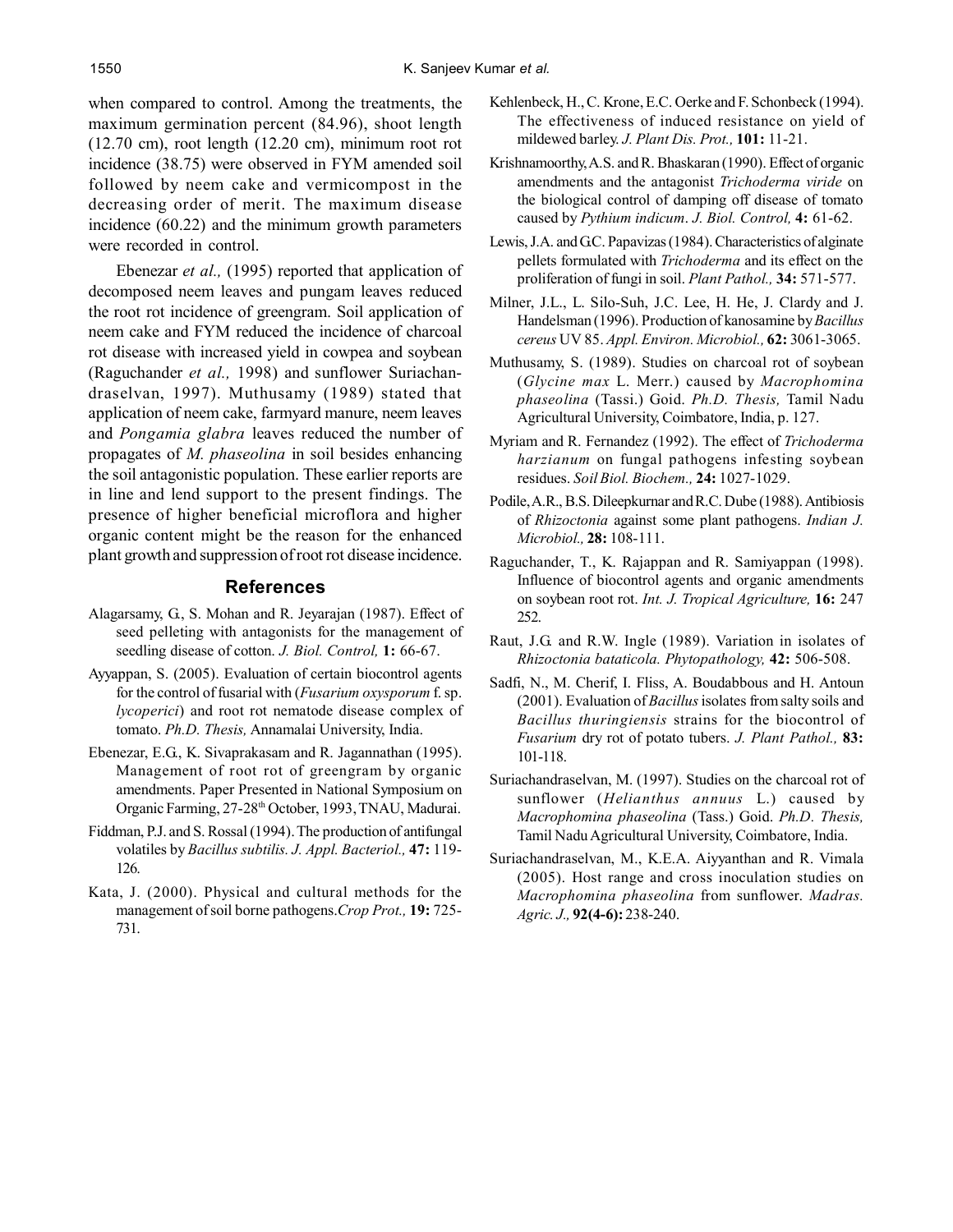when compared to control. Among the treatments, the maximum germination percent (84.96), shoot length (12.70 cm), root length (12.20 cm), minimum root rot incidence (38.75) were observed in FYM amended soil followed by neem cake and vermicompost in the decreasing order of merit. The maximum disease incidence (60.22) and the minimum growth parameters were recorded in control.

Ebenezar *et al.,* (1995) reported that application of decomposed neem leaves and pungam leaves reduced the root rot incidence of greengram. Soil application of neem cake and FYM reduced the incidence of charcoal rot disease with increased yield in cowpea and soybean (Raguchander *et al.,* 1998) and sunflower Suriachandraselvan, 1997). Muthusamy (1989) stated that application of neem cake, farmyard manure, neem leaves and *Pongamia glabra* leaves reduced the number of propagates of *M. phaseolina* in soil besides enhancing the soil antagonistic population. These earlier reports are in line and lend support to the present findings. The presence of higher beneficial microflora and higher organic content might be the reason for the enhanced plant growth and suppression of root rot disease incidence.

## References

Alagarsamy, G., S. Mohan and R. Jeyarajan (1987). Effect of seed pelleting with antagonists for the management of seedling disease of cotton. *J. Biol. Control,* **1:** 66-67.

Ayyappan, S. (2005). Evaluation of certain biocontrol agents for the control of fusarial with (*Fusarium oxysporum* f. sp. *lycoperici*) and root rot nematode disease complex of tomato. *Ph.D. Thesis,* Annamalai University, India.

Ebenezar, E.G., K. Sivaprakasam and R. Jagannathan (1995). Management of root rot of greengram by organic amendments. Paper Presented in National Symposium on Organic Farming, 27-28th October, 1993, TNAU, Madurai.

Fiddman, P.J. and S. Rossal (1994). The production of antifungal volatiles by *Bacillus subtilis. J. Appl. Bacteriol.,* **47:** 119-126.

Kata, J. (2000). Physical and cultural methods for the management of soil borne pathogens.*Crop Prot.,* **19:** 725-731.

Kehlenbeck, H., C. Krone, E.C. Oerke and F. Schonbeck (1994). The effectiveness of induced resistance on yield of mildewed barley. *J. Plant Dis. Prot.,* **101:** 11-21.

Krishnamoorthy, A.S. and R. Bhaskaran (1990). Effect of organic amendments and the antagonist *Trichoderma viride* on the biological control of damping off disease of tomato caused by *Pythium indicum*. *J. Biol. Control,* **4:** 61-62.

Lewis, J.A. and G.C. Papavizas (1984). Characteristics of alginate pellets formulated with *Trichoderma* and its effect on the proliferation of fungi in soil. *Plant Pathol.,* **34:** 571-577.

Milner, J.L., L. Silo-Suh, J.C. Lee, H. He, J. Clardy and J. Handelsman (1996). Production of kanosamine by *Bacillus cereus* UV 85. *Appl. Environ. Microbiol.,* **62:** 3061-3065.

Muthusamy, S. (1989). Studies on charcoal rot of soybean (*Glycine max* L. Merr.) caused by *Macrophomina phaseolina* (Tassi.) Goid. *Ph.D. Thesis,* Tamil Nadu Agricultural University, Coimbatore, India, p. 127.

Myriam and R. Fernandez (1992). The effect of *Trichoderma harzianum* on fungal pathogens infesting soybean residues. *Soil Biol. Biochem.,* **24:** 1027-1029.

Podile, A.R., B.S. Dileepkurnar and R.C. Dube (1988). Antibiosis of *Rhizoctonia* against some plant pathogens. *Indian J. Microbiol.,* **28:** 108-111.

Raguchander, T., K. Rajappan and R. Samiyappan (1998). Influence of biocontrol agents and organic amendments on soybean root rot. *Int. J. Tropical Agriculture,* **16:** 247 252.

Raut, J.G. and R.W. Ingle (1989). Variation in isolates of *Rhizoctonia bataticola. Phytopathology,* **42:** 506-508.

Sadfi, N., M. Cherif, I. Fliss, A. Boudabbous and H. Antoun (2001). Evaluation of *Bacillus* isolates from salty soils and *Bacillus thuringiensis* strains for the biocontrol of *Fusarium* dry rot of potato tubers. *J. Plant Pathol.,* **83:** 101-118.

Suriachandraselvan, M. (1997). Studies on the charcoal rot of sunflower (*Helianthus annuus* L.) caused by *Macrophomina phaseolina* (Tass.) Goid. *Ph.D. Thesis,* Tamil Nadu Agricultural University, Coimbatore, India.

Suriachandraselvan, M., K.E.A. Aiyyanthan and R. Vimala (2005). Host range and cross inoculation studies on *Macrophomina phaseolina* from sunflower. *Madras. Agric. J.,* **92(4-6):** 238-240.